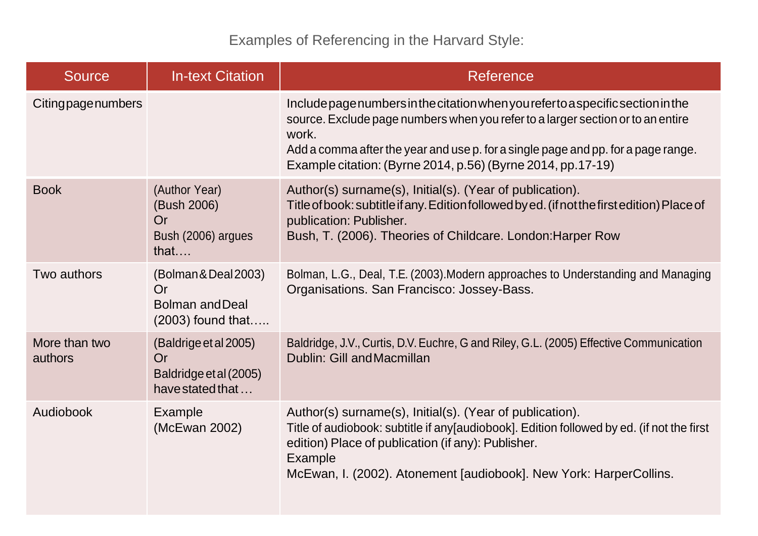Examples of Referencing in the Harvard Style:

| Source | In-text Citation | Reference |
|---|---|---|
| Citing page numbers | | Include page numbers in the citation when you refer to a specific section in the source. Exclude page numbers when you refer to a larger section or to an entire work.<br>Add a comma after the year and use p. for a single page and pp. for a page range.<br>Example citation: (Byrne 2014, p.56) (Byrne 2014, pp.17-19) |
| Book | (Author Year)<br>(Bush 2006)<br>Or<br>Bush (2006) argues that…. | Author(s) surname(s), Initial(s). (Year of publication).<br>Title of book: subtitle if any. Edition followed by ed. (if not the first edition) Place of publication: Publisher.<br>Bush, T. (2006). Theories of Childcare. London:Harper Row |
| Two authors | (Bolman & Deal 2003)<br>Or<br>Bolman and Deal (2003) found that….. | Bolman, L.G., Deal, T.E. (2003).Modern approaches to Understanding and Managing Organisations. San Francisco: Jossey-Bass. |
| More than two authors | (Baldrige et al 2005)<br>Or<br>Baldridge et al (2005) have stated that … | Baldridge, J.V., Curtis, D.V. Euchre, G and Riley, G.L. (2005) Effective Communication Dublin: Gill and Macmillan |
| Audiobook | Example<br>(McEwan 2002) | Author(s) surname(s), Initial(s). (Year of publication).<br>Title of audiobook: subtitle if any[audiobook]. Edition followed by ed. (if not the first edition) Place of publication (if any): Publisher.<br>Example<br>McEwan, I. (2002). Atonement [audiobook]. New York: HarperCollins. |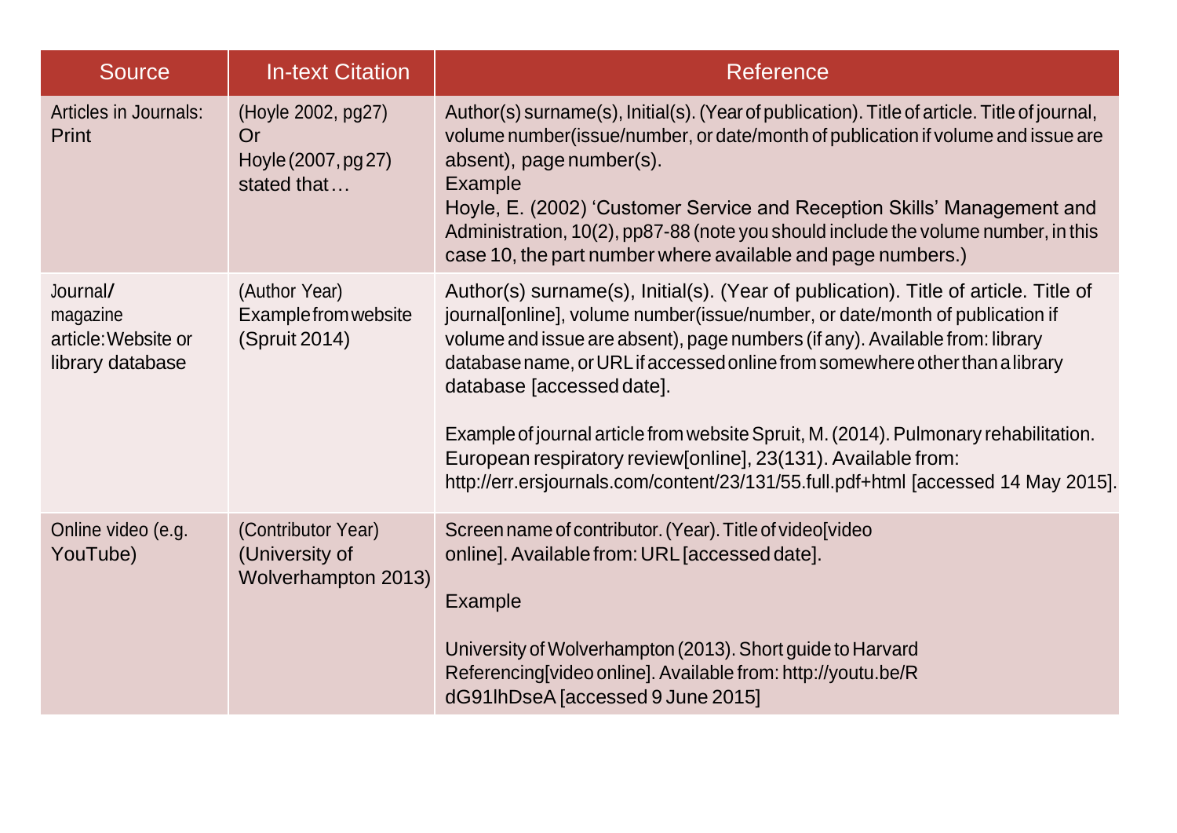| Source | In-text Citation | Reference |
|---|---|---|
| Articles in Journals: Print | (Hoyle 2002, pg27) Or Hoyle (2007, pg 27) stated that… | Author(s) surname(s), Initial(s). (Year of publication). Title of article. Title of journal, volume number(issue/number, or date/month of publication if volume and issue are absent), page number(s). Example Hoyle, E. (2002) 'Customer Service and Reception Skills' Management and Administration, 10(2), pp87-88 (note you should include the volume number, in this case 10, the part number where available and page numbers.) |
| Journal/ magazine article: Website or library database | (Author Year) Example from website (Spruit 2014) | Author(s) surname(s), Initial(s). (Year of publication). Title of article. Title of journal[online], volume number(issue/number, or date/month of publication if volume and issue are absent), page numbers (if any). Available from: library database name, or URL if accessed online from somewhere other than a library database [accessed date]. <br><br> Example of journal article from website Spruit, M. (2014). Pulmonary rehabilitation. European respiratory review[online], 23(131). Available from: http://err.ersjournals.com/content/23/131/55.full.pdf+html [accessed 14 May 2015]. |
| Online video (e.g. YouTube) | (Contributor Year) (University of Wolverhampton 2013) | Screen name of contributor. (Year). Title of video[video online]. Available from: URL [accessed date]. <br><br> Example <br><br> University of Wolverhampton (2013). Short guide to Harvard Referencing[video online]. Available from: http://youtu.be/RdG91lhDseA [accessed 9 June 2015] |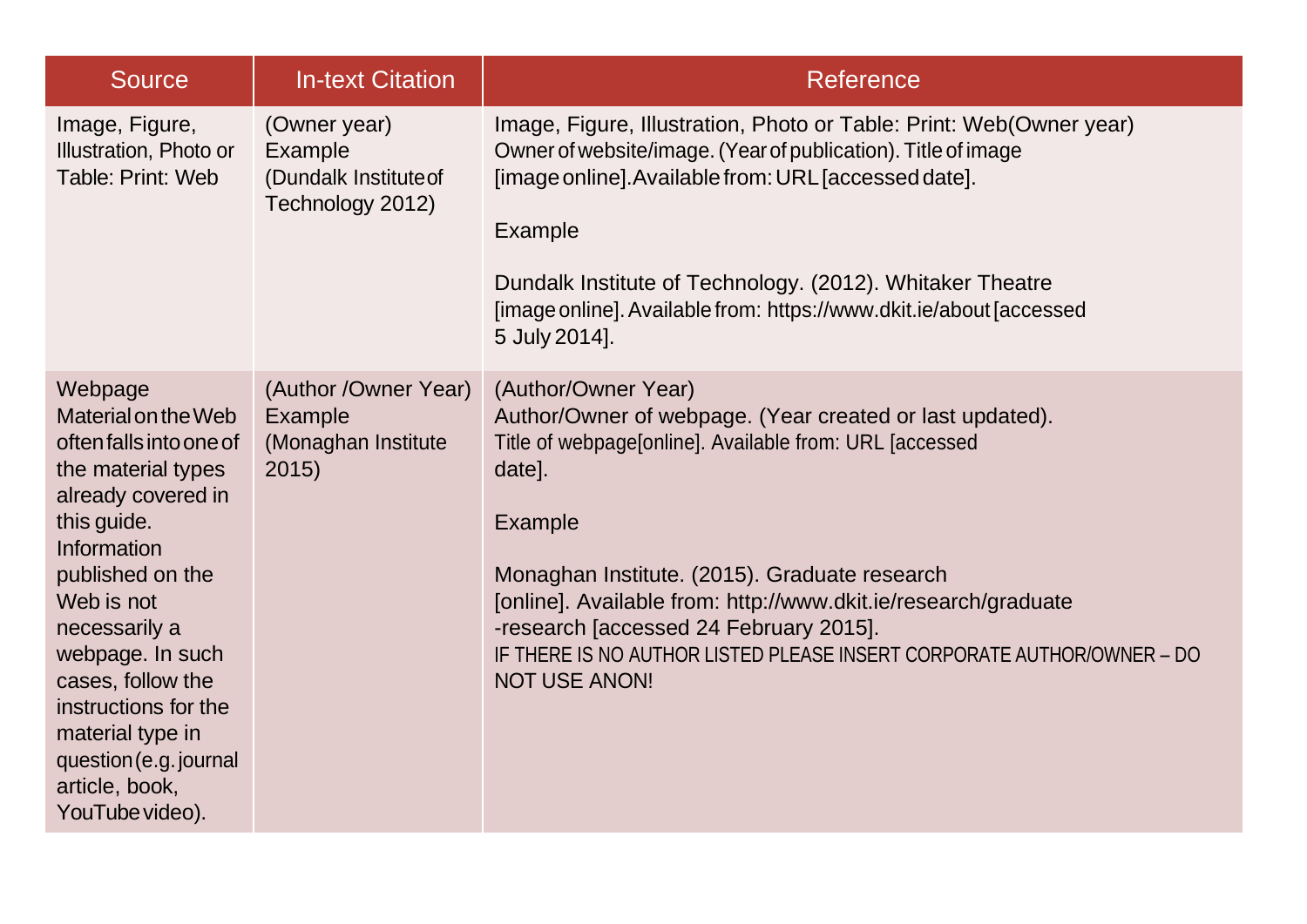| Source | In-text Citation | Reference |
|---|---|---|
| Image, Figure, Illustration, Photo or Table: Print: Web | (Owner year)<br>Example<br>(Dundalk Institute of Technology 2012) | Image, Figure, Illustration, Photo or Table: Print: Web(Owner year)<br>Owner of website/image. (Year of publication). Title of image [image online]. Available from: URL [accessed date].<br><br>Example<br><br>Dundalk Institute of Technology. (2012). Whitaker Theatre [image online]. Available from: https://www.dkit.ie/about [accessed 5 July 2014]. |
| Webpage<br>Material on the Web often falls into one of the material types already covered in this guide. Information published on the Web is not necessarily a webpage. In such cases, follow the instructions for the material type in question (e.g. journal article, book, YouTube video). | (Author /Owner Year)<br>Example<br>(Monaghan Institute 2015) | (Author/Owner Year)<br>Author/Owner of webpage. (Year created or last updated). Title of webpage[online]. Available from: URL [accessed date].<br><br>Example<br><br>Monaghan Institute. (2015). Graduate research [online]. Available from: http://www.dkit.ie/research/graduate -research [accessed 24 February 2015].<br>IF THERE IS NO AUTHOR LISTED PLEASE INSERT CORPORATE AUTHOR/OWNER – DO NOT USE ANON! |